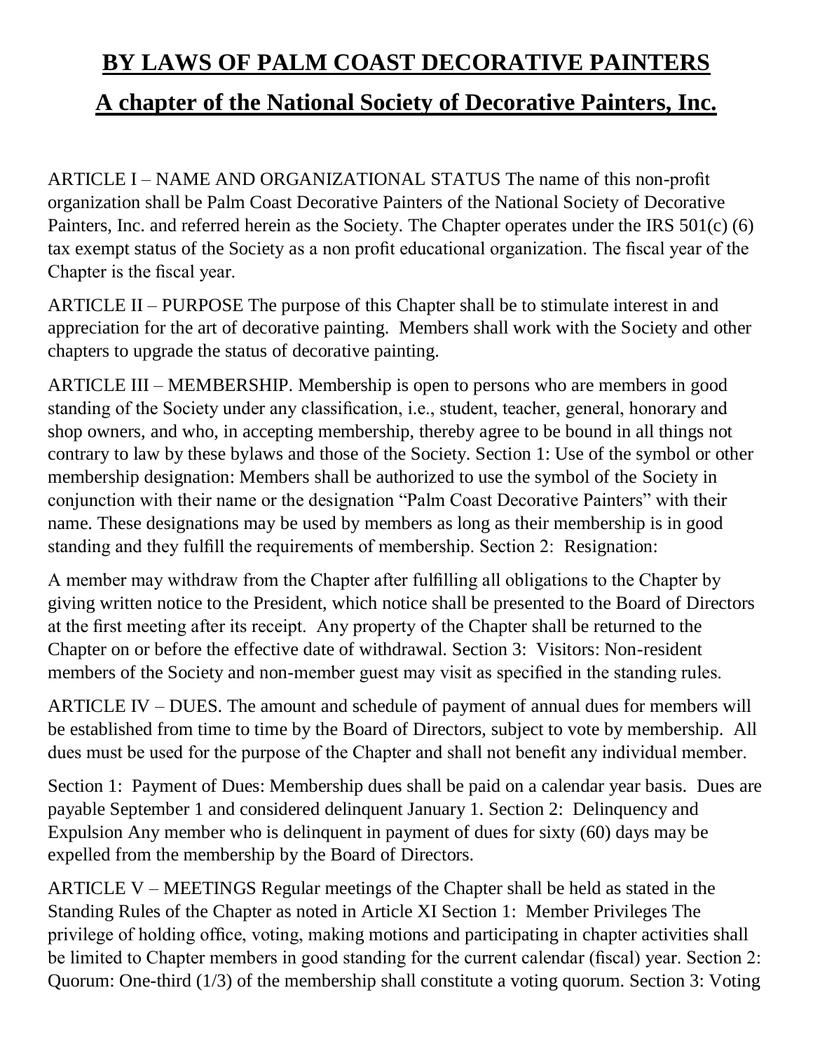# BY LAWS OF PALM COAST DECORATIVE PAINTERS

## A chapter of the National Society of Decorative Painters, Inc.

ARTICLE I – NAME AND ORGANIZATIONAL STATUS The name of this non-profit organization shall be Palm Coast Decorative Painters of the National Society of Decorative Painters, Inc. and referred herein as the Society. The Chapter operates under the IRS 501(c) (6) tax exempt status of the Society as a non profit educational organization. The fiscal year of the Chapter is the fiscal year.

ARTICLE II – PURPOSE The purpose of this Chapter shall be to stimulate interest in and appreciation for the art of decorative painting. Members shall work with the Society and other chapters to upgrade the status of decorative painting.

ARTICLE III – MEMBERSHIP. Membership is open to persons who are members in good standing of the Society under any classification, i.e., student, teacher, general, honorary and shop owners, and who, in accepting membership, thereby agree to be bound in all things not contrary to law by these bylaws and those of the Society. Section 1: Use of the symbol or other membership designation: Members shall be authorized to use the symbol of the Society in conjunction with their name or the designation "Palm Coast Decorative Painters" with their name. These designations may be used by members as long as their membership is in good standing and they fulfill the requirements of membership. Section 2: Resignation:

A member may withdraw from the Chapter after fulfilling all obligations to the Chapter by giving written notice to the President, which notice shall be presented to the Board of Directors at the first meeting after its receipt. Any property of the Chapter shall be returned to the Chapter on or before the effective date of withdrawal. Section 3: Visitors: Non-resident members of the Society and non-member guest may visit as specified in the standing rules.

ARTICLE IV – DUES. The amount and schedule of payment of annual dues for members will be established from time to time by the Board of Directors, subject to vote by membership. All dues must be used for the purpose of the Chapter and shall not benefit any individual member.

Section 1: Payment of Dues: Membership dues shall be paid on a calendar year basis. Dues are payable September 1 and considered delinquent January 1. Section 2: Delinquency and Expulsion Any member who is delinquent in payment of dues for sixty (60) days may be expelled from the membership by the Board of Directors.

ARTICLE V – MEETINGS Regular meetings of the Chapter shall be held as stated in the Standing Rules of the Chapter as noted in Article XI Section 1: Member Privileges The privilege of holding office, voting, making motions and participating in chapter activities shall be limited to Chapter members in good standing for the current calendar (fiscal) year. Section 2: Quorum: One-third (1/3) of the membership shall constitute a voting quorum. Section 3: Voting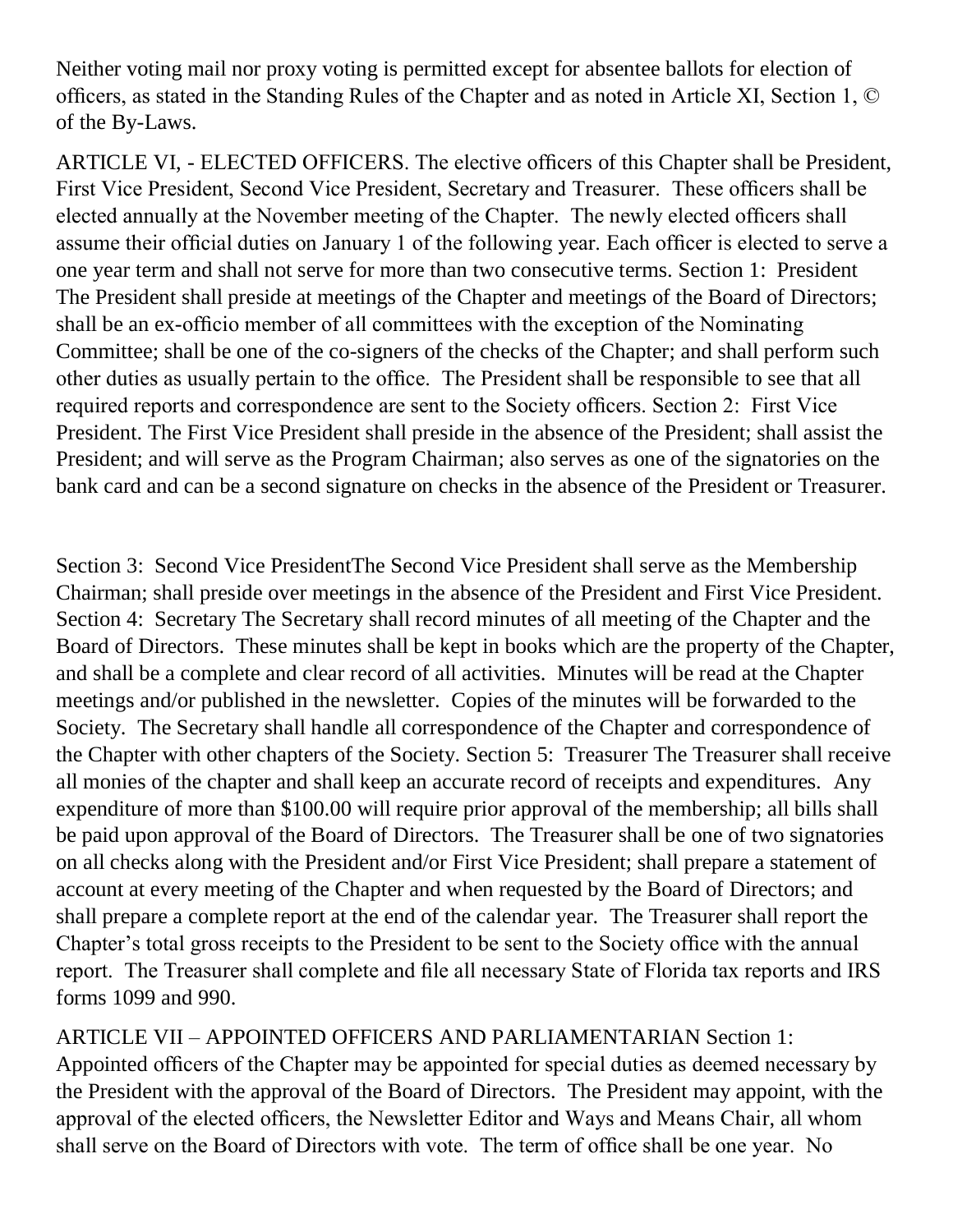Neither voting mail nor proxy voting is permitted except for absentee ballots for election of officers, as stated in the Standing Rules of the Chapter and as noted in Article XI, Section 1, © of the By-Laws.

ARTICLE VI, - ELECTED OFFICERS. The elective officers of this Chapter shall be President, First Vice President, Second Vice President, Secretary and Treasurer. These officers shall be elected annually at the November meeting of the Chapter. The newly elected officers shall assume their official duties on January 1 of the following year. Each officer is elected to serve a one year term and shall not serve for more than two consecutive terms. Section 1: President The President shall preside at meetings of the Chapter and meetings of the Board of Directors; shall be an ex-officio member of all committees with the exception of the Nominating Committee; shall be one of the co-signers of the checks of the Chapter; and shall perform such other duties as usually pertain to the office. The President shall be responsible to see that all required reports and correspondence are sent to the Society officers. Section 2: First Vice President. The First Vice President shall preside in the absence of the President; shall assist the President; and will serve as the Program Chairman; also serves as one of the signatories on the bank card and can be a second signature on checks in the absence of the President or Treasurer.

Section 3: Second Vice PresidentThe Second Vice President shall serve as the Membership Chairman; shall preside over meetings in the absence of the President and First Vice President. Section 4: Secretary The Secretary shall record minutes of all meeting of the Chapter and the Board of Directors. These minutes shall be kept in books which are the property of the Chapter, and shall be a complete and clear record of all activities. Minutes will be read at the Chapter meetings and/or published in the newsletter. Copies of the minutes will be forwarded to the Society. The Secretary shall handle all correspondence of the Chapter and correspondence of the Chapter with other chapters of the Society. Section 5: Treasurer The Treasurer shall receive all monies of the chapter and shall keep an accurate record of receipts and expenditures. Any expenditure of more than $100.00 will require prior approval of the membership; all bills shall be paid upon approval of the Board of Directors. The Treasurer shall be one of two signatories on all checks along with the President and/or First Vice President; shall prepare a statement of account at every meeting of the Chapter and when requested by the Board of Directors; and shall prepare a complete report at the end of the calendar year. The Treasurer shall report the Chapter's total gross receipts to the President to be sent to the Society office with the annual report. The Treasurer shall complete and file all necessary State of Florida tax reports and IRS forms 1099 and 990.

ARTICLE VII – APPOINTED OFFICERS AND PARLIAMENTARIAN Section 1: Appointed officers of the Chapter may be appointed for special duties as deemed necessary by the President with the approval of the Board of Directors. The President may appoint, with the approval of the elected officers, the Newsletter Editor and Ways and Means Chair, all whom shall serve on the Board of Directors with vote. The term of office shall be one year. No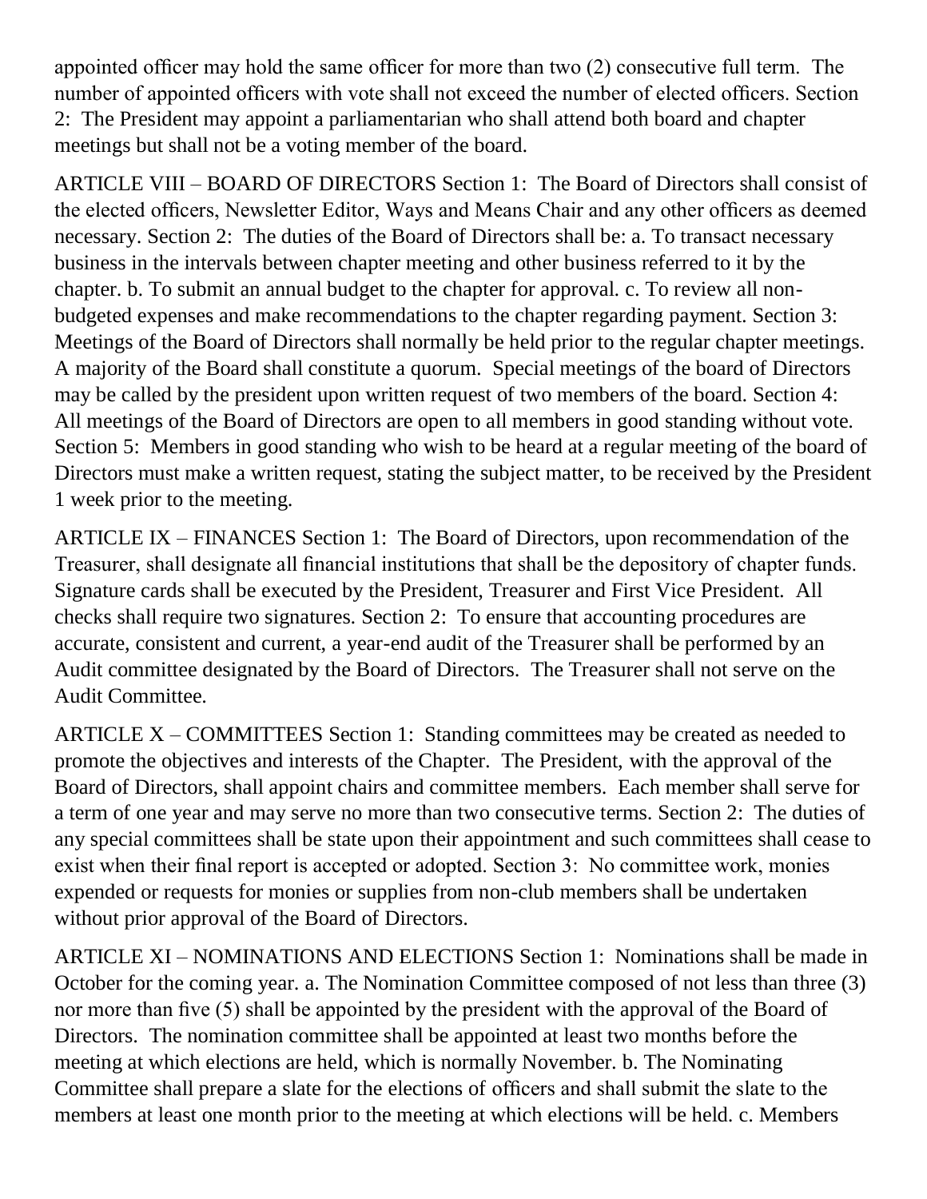appointed officer may hold the same officer for more than two (2) consecutive full term. The number of appointed officers with vote shall not exceed the number of elected officers. Section 2: The President may appoint a parliamentarian who shall attend both board and chapter meetings but shall not be a voting member of the board.

ARTICLE VIII – BOARD OF DIRECTORS Section 1: The Board of Directors shall consist of the elected officers, Newsletter Editor, Ways and Means Chair and any other officers as deemed necessary. Section 2: The duties of the Board of Directors shall be: a. To transact necessary business in the intervals between chapter meeting and other business referred to it by the chapter. b. To submit an annual budget to the chapter for approval. c. To review all non-budgeted expenses and make recommendations to the chapter regarding payment. Section 3: Meetings of the Board of Directors shall normally be held prior to the regular chapter meetings. A majority of the Board shall constitute a quorum. Special meetings of the board of Directors may be called by the president upon written request of two members of the board. Section 4: All meetings of the Board of Directors are open to all members in good standing without vote. Section 5: Members in good standing who wish to be heard at a regular meeting of the board of Directors must make a written request, stating the subject matter, to be received by the President 1 week prior to the meeting.

ARTICLE IX – FINANCES Section 1: The Board of Directors, upon recommendation of the Treasurer, shall designate all financial institutions that shall be the depository of chapter funds. Signature cards shall be executed by the President, Treasurer and First Vice President. All checks shall require two signatures. Section 2: To ensure that accounting procedures are accurate, consistent and current, a year-end audit of the Treasurer shall be performed by an Audit committee designated by the Board of Directors. The Treasurer shall not serve on the Audit Committee.

ARTICLE X – COMMITTEES Section 1: Standing committees may be created as needed to promote the objectives and interests of the Chapter. The President, with the approval of the Board of Directors, shall appoint chairs and committee members. Each member shall serve for a term of one year and may serve no more than two consecutive terms. Section 2: The duties of any special committees shall be state upon their appointment and such committees shall cease to exist when their final report is accepted or adopted. Section 3: No committee work, monies expended or requests for monies or supplies from non-club members shall be undertaken without prior approval of the Board of Directors.

ARTICLE XI – NOMINATIONS AND ELECTIONS Section 1: Nominations shall be made in October for the coming year. a. The Nomination Committee composed of not less than three (3) nor more than five (5) shall be appointed by the president with the approval of the Board of Directors. The nomination committee shall be appointed at least two months before the meeting at which elections are held, which is normally November. b. The Nominating Committee shall prepare a slate for the elections of officers and shall submit the slate to the members at least one month prior to the meeting at which elections will be held. c. Members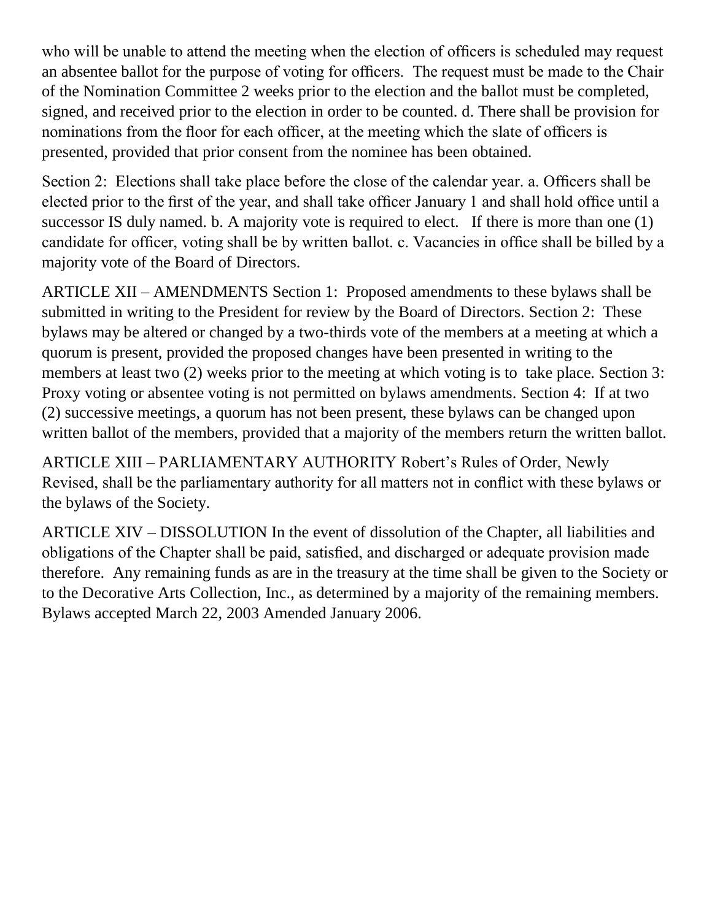who will be unable to attend the meeting when the election of officers is scheduled may request an absentee ballot for the purpose of voting for officers. The request must be made to the Chair of the Nomination Committee 2 weeks prior to the election and the ballot must be completed, signed, and received prior to the election in order to be counted. d. There shall be provision for nominations from the floor for each officer, at the meeting which the slate of officers is presented, provided that prior consent from the nominee has been obtained.

Section 2: Elections shall take place before the close of the calendar year. a. Officers shall be elected prior to the first of the year, and shall take officer January 1 and shall hold office until a successor IS duly named. b. A majority vote is required to elect. If there is more than one (1) candidate for officer, voting shall be by written ballot. c. Vacancies in office shall be billed by a majority vote of the Board of Directors.

ARTICLE XII – AMENDMENTS Section 1: Proposed amendments to these bylaws shall be submitted in writing to the President for review by the Board of Directors. Section 2: These bylaws may be altered or changed by a two-thirds vote of the members at a meeting at which a quorum is present, provided the proposed changes have been presented in writing to the members at least two (2) weeks prior to the meeting at which voting is to take place. Section 3: Proxy voting or absentee voting is not permitted on bylaws amendments. Section 4: If at two (2) successive meetings, a quorum has not been present, these bylaws can be changed upon written ballot of the members, provided that a majority of the members return the written ballot.

ARTICLE XIII – PARLIAMENTARY AUTHORITY Robert's Rules of Order, Newly Revised, shall be the parliamentary authority for all matters not in conflict with these bylaws or the bylaws of the Society.

ARTICLE XIV – DISSOLUTION In the event of dissolution of the Chapter, all liabilities and obligations of the Chapter shall be paid, satisfied, and discharged or adequate provision made therefore. Any remaining funds as are in the treasury at the time shall be given to the Society or to the Decorative Arts Collection, Inc., as determined by a majority of the remaining members. Bylaws accepted March 22, 2003 Amended January 2006.